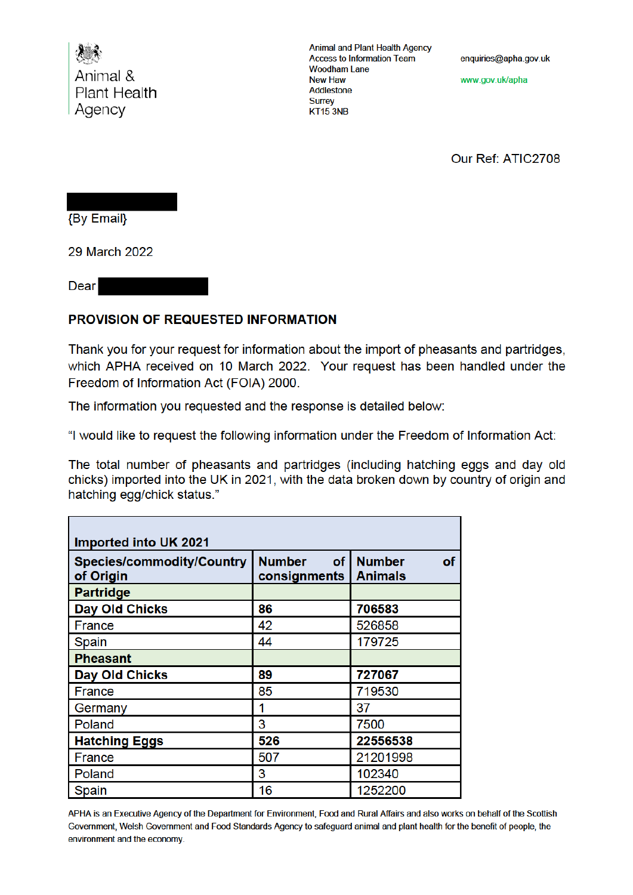Animal & Plant Health Agency

Animal and Plant Health Agency
Access to Information Team
Woodham Lane
New Haw
Addlestone
Surrey
KT15 3NB

enquiries@apha.gov.uk

www.gov.uk/apha

Our Ref: ATIC2708

{By Email}

29 March 2022

Dear

**PROVISION OF REQUESTED INFORMATION**

Thank you for your request for information about the import of pheasants and partridges, which APHA received on 10 March 2022. Your request has been handled under the Freedom of Information Act (FOIA) 2000.

The information you requested and the response is detailed below:

"I would like to request the following information under the Freedom of Information Act:

The total number of pheasants and partridges (including hatching eggs and day old chicks) imported into the UK in 2021, with the data broken down by country of origin and hatching egg/chick status."

| **Imported into UK 2021** | | |
|---|---|---|
| **Species/commodity/Country of Origin** | **Number of consignments** | **Number of Animals** |
| **Partridge** | | |
| **Day Old Chicks** | **86** | **706583** |
| France | 42 | 526858 |
| Spain | 44 | 179725 |
| **Pheasant** | | |
| **Day Old Chicks** | **89** | **727067** |
| France | 85 | 719530 |
| Germany | 1 | 37 |
| Poland | 3 | 7500 |
| **Hatching Eggs** | **526** | **22556538** |
| France | 507 | 21201998 |
| Poland | 3 | 102340 |
| Spain | 16 | 1252200 |

APHA is an Executive Agency of the Department for Environment, Food and Rural Affairs and also works on behalf of the Scottish Government, Welsh Government and Food Standards Agency to safeguard animal and plant health for the benefit of people, the environment and the economy.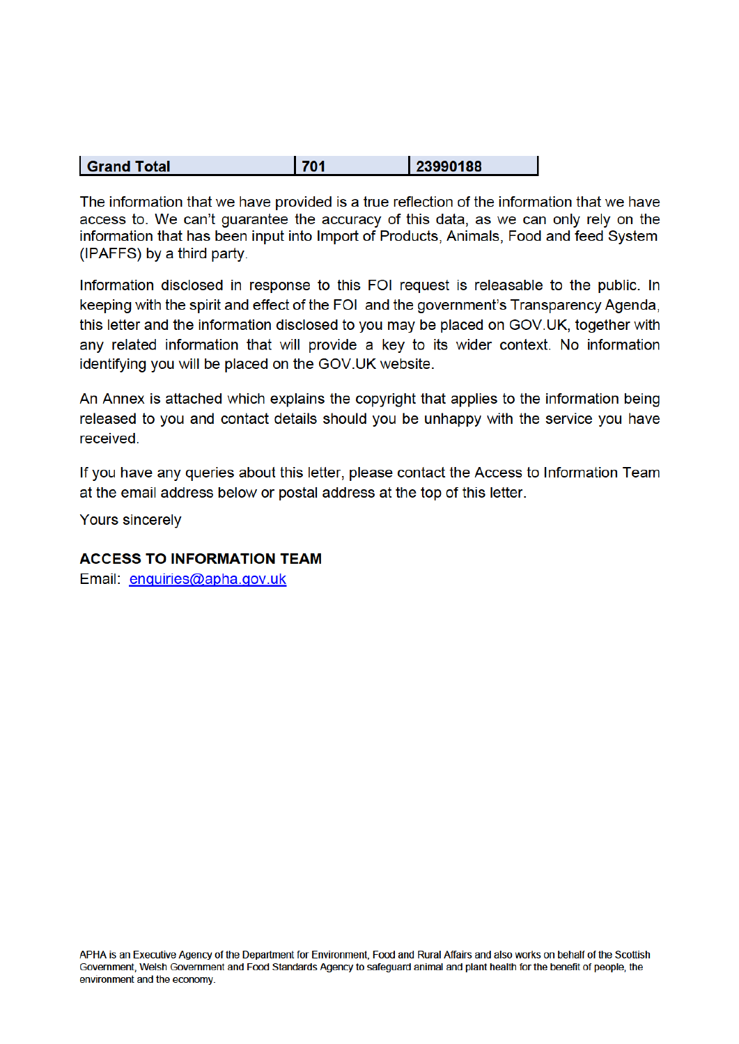| **Grand Total** | **701** | **23990188** |
|---|---|---|

The information that we have provided is a true reflection of the information that we have access to. We can't guarantee the accuracy of this data, as we can only rely on the information that has been input into Import of Products, Animals, Food and feed System (IPAFFS) by a third party.

Information disclosed in response to this FOI request is releasable to the public. In keeping with the spirit and effect of the FOI and the government's Transparency Agenda, this letter and the information disclosed to you may be placed on GOV.UK, together with any related information that will provide a key to its wider context. No information identifying you will be placed on the GOV.UK website.

An Annex is attached which explains the copyright that applies to the information being released to you and contact details should you be unhappy with the service you have received.

If you have any queries about this letter, please contact the Access to Information Team at the email address below or postal address at the top of this letter.

Yours sincerely

**ACCESS TO INFORMATION TEAM**
Email: enquiries@apha.gov.uk

APHA is an Executive Agency of the Department for Environment, Food and Rural Affairs and also works on behalf of the Scottish Government, Welsh Government and Food Standards Agency to safeguard animal and plant health for the benefit of people, the environment and the economy.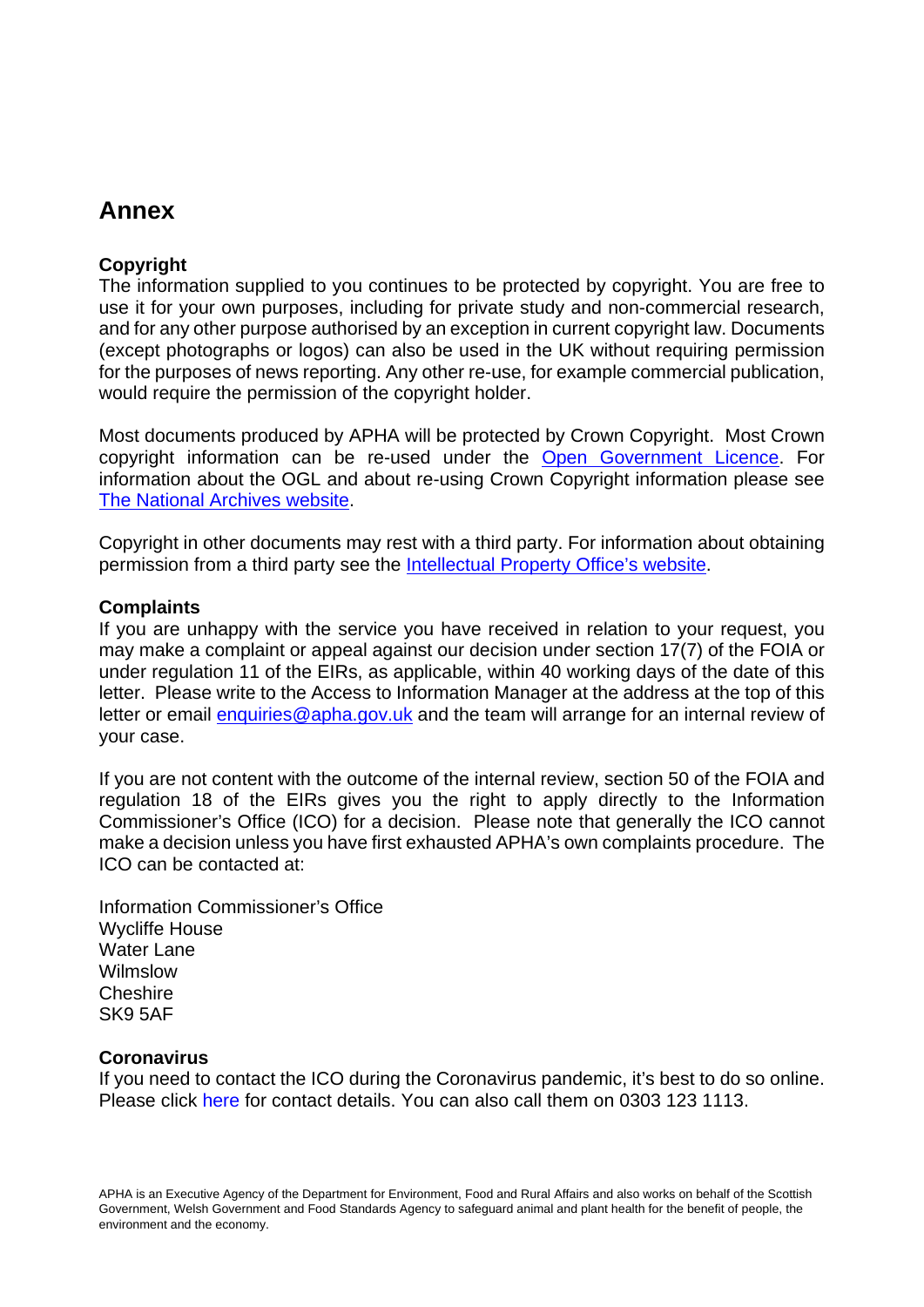## Annex

**Copyright**
The information supplied to you continues to be protected by copyright. You are free to use it for your own purposes, including for private study and non-commercial research, and for any other purpose authorised by an exception in current copyright law. Documents (except photographs or logos) can also be used in the UK without requiring permission for the purposes of news reporting. Any other re-use, for example commercial publication, would require the permission of the copyright holder.

Most documents produced by APHA will be protected by Crown Copyright. Most Crown copyright information can be re-used under the Open Government Licence. For information about the OGL and about re-using Crown Copyright information please see The National Archives website.

Copyright in other documents may rest with a third party. For information about obtaining permission from a third party see the Intellectual Property Office's website.

**Complaints**
If you are unhappy with the service you have received in relation to your request, you may make a complaint or appeal against our decision under section 17(7) of the FOIA or under regulation 11 of the EIRs, as applicable, within 40 working days of the date of this letter. Please write to the Access to Information Manager at the address at the top of this letter or email enquiries@apha.gov.uk and the team will arrange for an internal review of your case.

If you are not content with the outcome of the internal review, section 50 of the FOIA and regulation 18 of the EIRs gives you the right to apply directly to the Information Commissioner's Office (ICO) for a decision. Please note that generally the ICO cannot make a decision unless you have first exhausted APHA's own complaints procedure. The ICO can be contacted at:

Information Commissioner's Office
Wycliffe House
Water Lane
Wilmslow
Cheshire
SK9 5AF

**Coronavirus**
If you need to contact the ICO during the Coronavirus pandemic, it's best to do so online. Please click here for contact details. You can also call them on 0303 123 1113.

APHA is an Executive Agency of the Department for Environment, Food and Rural Affairs and also works on behalf of the Scottish Government, Welsh Government and Food Standards Agency to safeguard animal and plant health for the benefit of people, the environment and the economy.